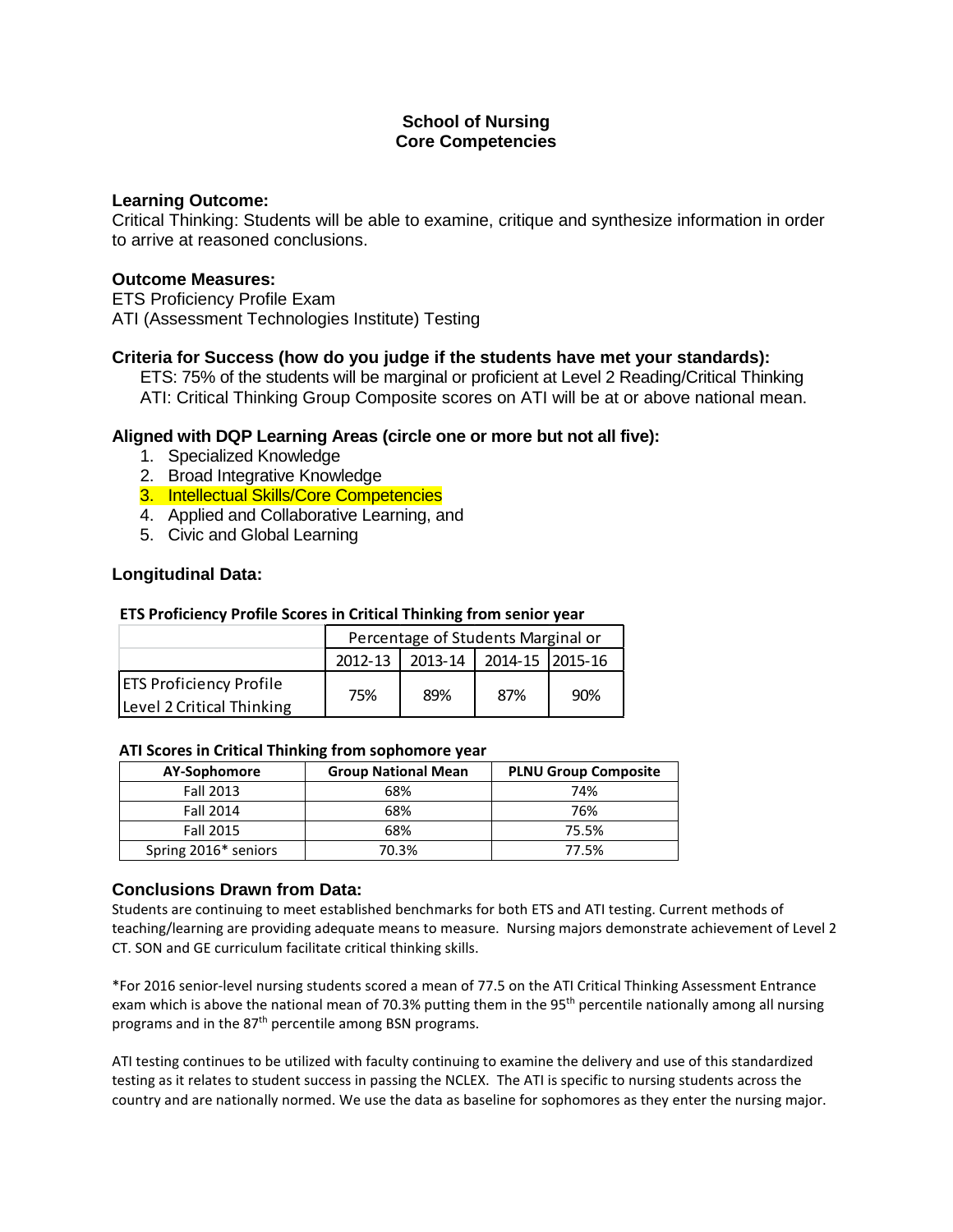# School of Nursing
# Core Competencies

**Learning Outcome:**

Critical Thinking: Students will be able to examine, critique and synthesize information in order to arrive at reasoned conclusions.

**Outcome Measures:**

ETS Proficiency Profile Exam
ATI (Assessment Technologies Institute) Testing

**Criteria for Success (how do you judge if the students have met your standards):**

ETS: 75% of the students will be marginal or proficient at Level 2 Reading/Critical Thinking
ATI: Critical Thinking Group Composite scores on ATI will be at or above national mean.

**Aligned with DQP Learning Areas (circle one or more but not all five):**

1. Specialized Knowledge
2. Broad Integrative Knowledge
3. Intellectual Skills/Core Competencies
4. Applied and Collaborative Learning, and
5. Civic and Global Learning

**Longitudinal Data:**

**ETS Proficiency Profile Scores in Critical Thinking from senior year**

| | Percentage of Students Marginal or | | | |
|---|---|---|---|---|
| | 2012-13 | 2013-14 | 2014-15 | 2015-16 |
| ETS Proficiency Profile Level 2 Critical Thinking | 75% | 89% | 87% | 90% |

**ATI Scores in Critical Thinking from sophomore year**

| AY-Sophomore | Group National Mean | PLNU Group Composite |
|---|---|---|
| Fall 2013 | 68% | 74% |
| Fall 2014 | 68% | 76% |
| Fall 2015 | 68% | 75.5% |
| Spring 2016* seniors | 70.3% | 77.5% |

**Conclusions Drawn from Data:**

Students are continuing to meet established benchmarks for both ETS and ATI testing. Current methods of teaching/learning are providing adequate means to measure. Nursing majors demonstrate achievement of Level 2 CT. SON and GE curriculum facilitate critical thinking skills.

*For 2016 senior-level nursing students scored a mean of 77.5 on the ATI Critical Thinking Assessment Entrance exam which is above the national mean of 70.3% putting them in the 95th percentile nationally among all nursing programs and in the 87th percentile among BSN programs.

ATI testing continues to be utilized with faculty continuing to examine the delivery and use of this standardized testing as it relates to student success in passing the NCLEX. The ATI is specific to nursing students across the country and are nationally normed. We use the data as baseline for sophomores as they enter the nursing major.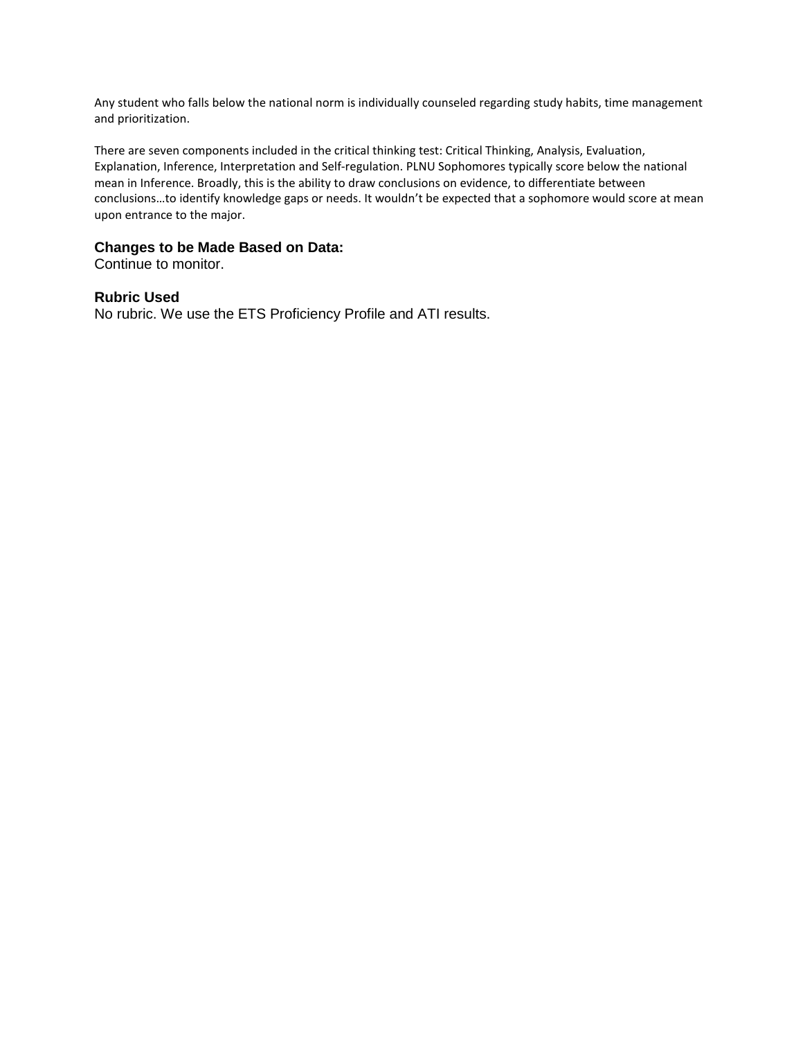Any student who falls below the national norm is individually counseled regarding study habits, time management and prioritization.

There are seven components included in the critical thinking test: Critical Thinking, Analysis, Evaluation, Explanation, Inference, Interpretation and Self-regulation. PLNU Sophomores typically score below the national mean in Inference. Broadly, this is the ability to draw conclusions on evidence, to differentiate between conclusions…to identify knowledge gaps or needs. It wouldn't be expected that a sophomore would score at mean upon entrance to the major.

### Changes to be Made Based on Data:

Continue to monitor.

### Rubric Used

No rubric. We use the ETS Proficiency Profile and ATI results.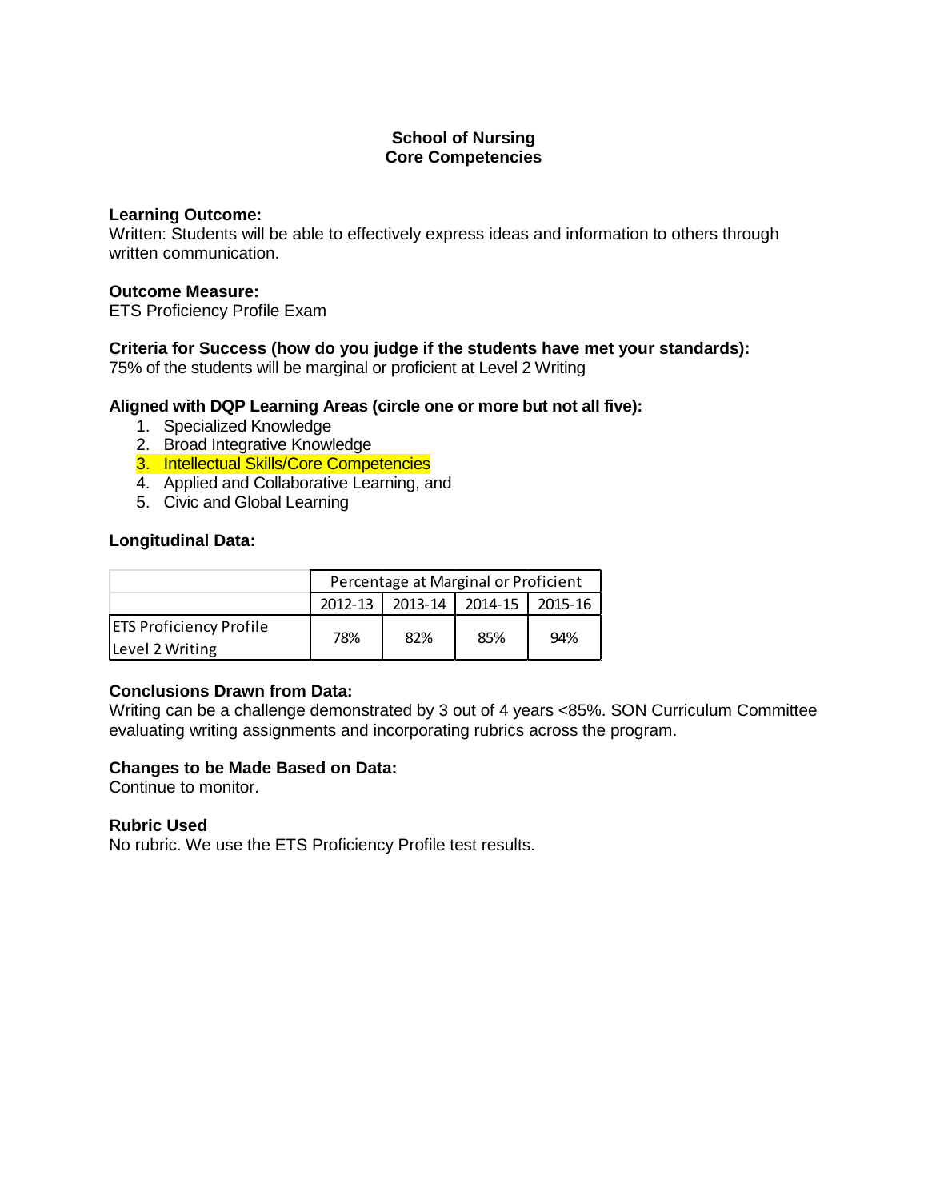# School of Nursing
# Core Competencies

**Learning Outcome:**
Written: Students will be able to effectively express ideas and information to others through written communication.

**Outcome Measure:**
ETS Proficiency Profile Exam

**Criteria for Success (how do you judge if the students have met your standards):**
75% of the students will be marginal or proficient at Level 2 Writing

**Aligned with DQP Learning Areas (circle one or more but not all five):**

1. Specialized Knowledge
2. Broad Integrative Knowledge
3. Intellectual Skills/Core Competencies
4. Applied and Collaborative Learning, and
5. Civic and Global Learning

**Longitudinal Data:**

| | Percentage at Marginal or Proficient | | | |
|---|---|---|---|---|
| | 2012-13 | 2013-14 | 2014-15 | 2015-16 |
| ETS Proficiency Profile Level 2 Writing | 78% | 82% | 85% | 94% |

**Conclusions Drawn from Data:**
Writing can be a challenge demonstrated by 3 out of 4 years <85%. SON Curriculum Committee evaluating writing assignments and incorporating rubrics across the program.

**Changes to be Made Based on Data:**
Continue to monitor.

**Rubric Used**
No rubric. We use the ETS Proficiency Profile test results.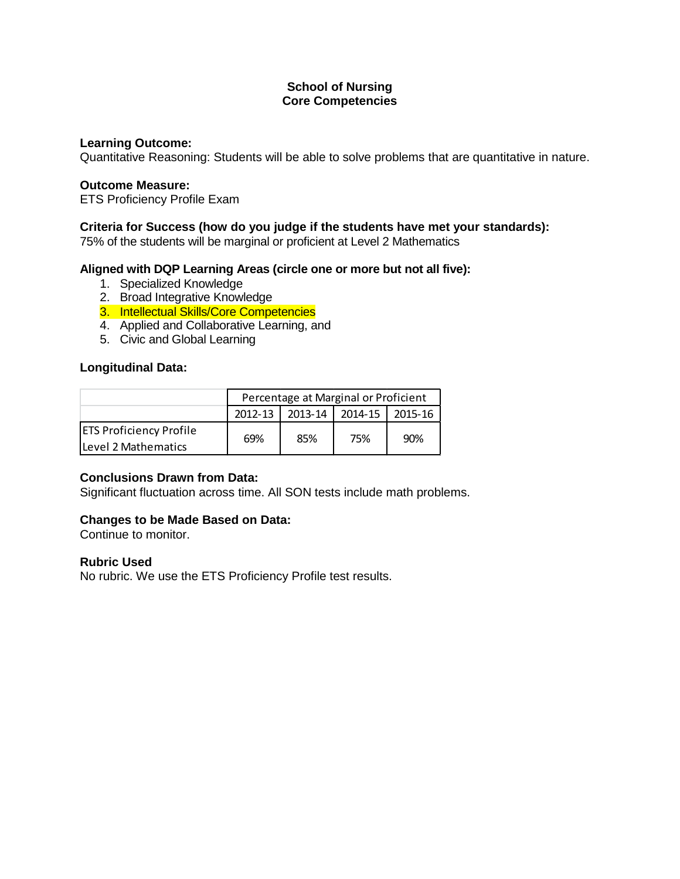# School of Nursing
# Core Competencies

**Learning Outcome:**
Quantitative Reasoning: Students will be able to solve problems that are quantitative in nature.

**Outcome Measure:**
ETS Proficiency Profile Exam

**Criteria for Success (how do you judge if the students have met your standards):**
75% of the students will be marginal or proficient at Level 2 Mathematics

**Aligned with DQP Learning Areas (circle one or more but not all five):**

1. Specialized Knowledge
2. Broad Integrative Knowledge
3. Intellectual Skills/Core Competencies
4. Applied and Collaborative Learning, and
5. Civic and Global Learning

**Longitudinal Data:**

| | Percentage at Marginal or Proficient | | | |
|---|---|---|---|---|
| | 2012-13 | 2013-14 | 2014-15 | 2015-16 |
| ETS Proficiency Profile Level 2 Mathematics | 69% | 85% | 75% | 90% |

**Conclusions Drawn from Data:**
Significant fluctuation across time. All SON tests include math problems.

**Changes to be Made Based on Data:**
Continue to monitor.

**Rubric Used**
No rubric. We use the ETS Proficiency Profile test results.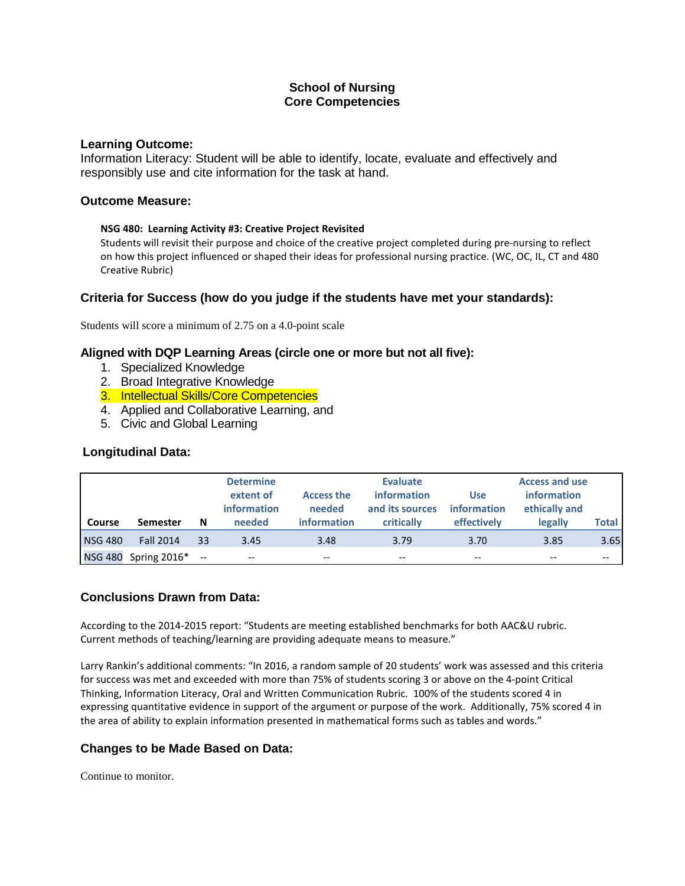# School of Nursing
# Core Competencies

### Learning Outcome:

Information Literacy: Student will be able to identify, locate, evaluate and effectively and responsibly use and cite information for the task at hand.

### Outcome Measure:

**NSG 480: Learning Activity #3: Creative Project Revisited**

Students will revisit their purpose and choice of the creative project completed during pre-nursing to reflect on how this project influenced or shaped their ideas for professional nursing practice. (WC, OC, IL, CT and 480 Creative Rubric)

### Criteria for Success (how do you judge if the students have met your standards):

Students will score a minimum of 2.75 on a 4.0-point scale

### Aligned with DQP Learning Areas (circle one or more but not all five):

1. Specialized Knowledge
2. Broad Integrative Knowledge
3. Intellectual Skills/Core Competencies
4. Applied and Collaborative Learning, and
5. Civic and Global Learning

### Longitudinal Data:

| Course | Semester | N | Determine extent of information needed | Access the needed information | Evaluate information and its sources critically | Use information effectively | Access and use information ethically and legally | Total |
|---|---|---|---|---|---|---|---|---|
| NSG 480 | Fall 2014 | 33 | 3.45 | 3.48 | 3.79 | 3.70 | 3.85 | 3.65 |
| NSG 480 | Spring 2016* | -- | -- | -- | -- | -- | -- | -- |

### Conclusions Drawn from Data:

According to the 2014-2015 report: "Students are meeting established benchmarks for both AAC&U rubric. Current methods of teaching/learning are providing adequate means to measure."

Larry Rankin's additional comments: "In 2016, a random sample of 20 students' work was assessed and this criteria for success was met and exceeded with more than 75% of students scoring 3 or above on the 4-point Critical Thinking, Information Literacy, Oral and Written Communication Rubric. 100% of the students scored 4 in expressing quantitative evidence in support of the argument or purpose of the work. Additionally, 75% scored 4 in the area of ability to explain information presented in mathematical forms such as tables and words."

### Changes to be Made Based on Data:

Continue to monitor.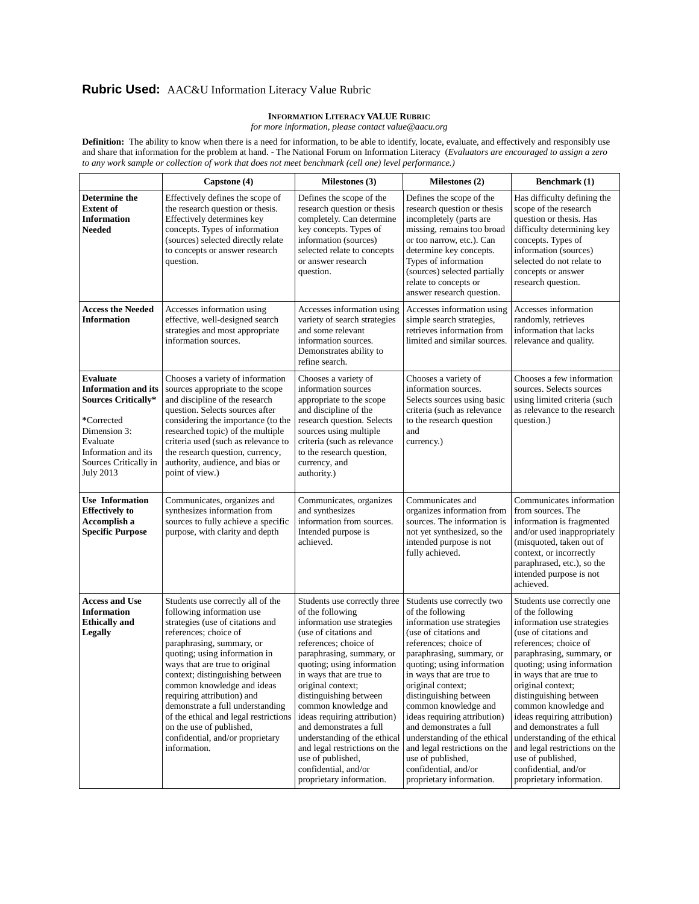**Rubric Used:** AAC&U Information Literacy Value Rubric

**INFORMATION LITERACY VALUE RUBRIC**

*for more information, please contact value@aacu.org*

**Definition:** The ability to know when there is a need for information, to be able to identify, locate, evaluate, and effectively and responsibly use and share that information for the problem at hand. - The National Forum on Information Literacy (*Evaluators are encouraged to assign a zero to any work sample or collection of work that does not meet benchmark (cell one) level performance.)*

| | Capstone (4) | Milestones (3) | Milestones (2) | Benchmark (1) |
|---|---|---|---|---|
| **Determine the Extent of Information Needed** | Effectively defines the scope of the research question or thesis. Effectively determines key concepts. Types of information (sources) selected directly relate to concepts or answer research question. | Defines the scope of the research question or thesis completely. Can determine key concepts. Types of information (sources) selected relate to concepts or answer research question. | Defines the scope of the research question or thesis incompletely (parts are missing, remains too broad or too narrow, etc.). Can determine key concepts. Types of information (sources) selected partially relate to concepts or answer research question. | Has difficulty defining the scope of the research question or thesis. Has difficulty determining key concepts. Types of information (sources) selected do not relate to concepts or answer research question. |
| **Access the Needed Information** | Accesses information using effective, well-designed search strategies and most appropriate information sources. | Accesses information using variety of search strategies and some relevant information sources. Demonstrates ability to refine search. | Accesses information using simple search strategies, retrieves information from limited and similar sources. | Accesses information randomly, retrieves information that lacks relevance and quality. |
| **Evaluate Information and its Sources Critically*** <br><br> ***Corrected Dimension 3: Evaluate Information and its Sources Critically in July 2013 | Chooses a variety of information sources appropriate to the scope and discipline of the research question. Selects sources after considering the importance (to the researched topic) of the multiple criteria used (such as relevance to the research question, currency, authority, audience, and bias or point of view.) | Chooses a variety of information sources appropriate to the scope and discipline of the research question. Selects sources using multiple criteria (such as relevance to the research question, currency, and authority.) | Chooses a variety of information sources. Selects sources using basic criteria (such as relevance to the research question and currency.) | Chooses a few information sources. Selects sources using limited criteria (such as relevance to the research question.) |
| **Use Information Effectively to Accomplish a Specific Purpose** | Communicates, organizes and synthesizes information from sources to fully achieve a specific purpose, with clarity and depth | Communicates, organizes and synthesizes information from sources. Intended purpose is achieved. | Communicates and organizes information from sources. The information is not yet synthesized, so the intended purpose is not fully achieved. | Communicates information from sources. The information is fragmented and/or used inappropriately (misquoted, taken out of context, or incorrectly paraphrased, etc.), so the intended purpose is not achieved. |
| **Access and Use Information Ethically and Legally** | Students use correctly all of the following information use strategies (use of citations and references; choice of paraphrasing, summary, or quoting; using information in ways that are true to original context; distinguishing between common knowledge and ideas requiring attribution) and demonstrate a full understanding of the ethical and legal restrictions on the use of published, confidential, and/or proprietary information. | Students use correctly three of the following information use strategies (use of citations and references; choice of paraphrasing, summary, or quoting; using information in ways that are true to original context; distinguishing between common knowledge and ideas requiring attribution) and demonstrates a full understanding of the ethical and legal restrictions on the use of published, confidential, and/or proprietary information. | Students use correctly two of the following information use strategies (use of citations and references; choice of paraphrasing, summary, or quoting; using information in ways that are true to original context; distinguishing between common knowledge and ideas requiring attribution) and demonstrates a full understanding of the ethical and legal restrictions on the use of published, confidential, and/or proprietary information. | Students use correctly one of the following information use strategies (use of citations and references; choice of paraphrasing, summary, or quoting; using information in ways that are true to original context; distinguishing between common knowledge and ideas requiring attribution) and demonstrates a full understanding of the ethical and legal restrictions on the use of published, confidential, and/or proprietary information. |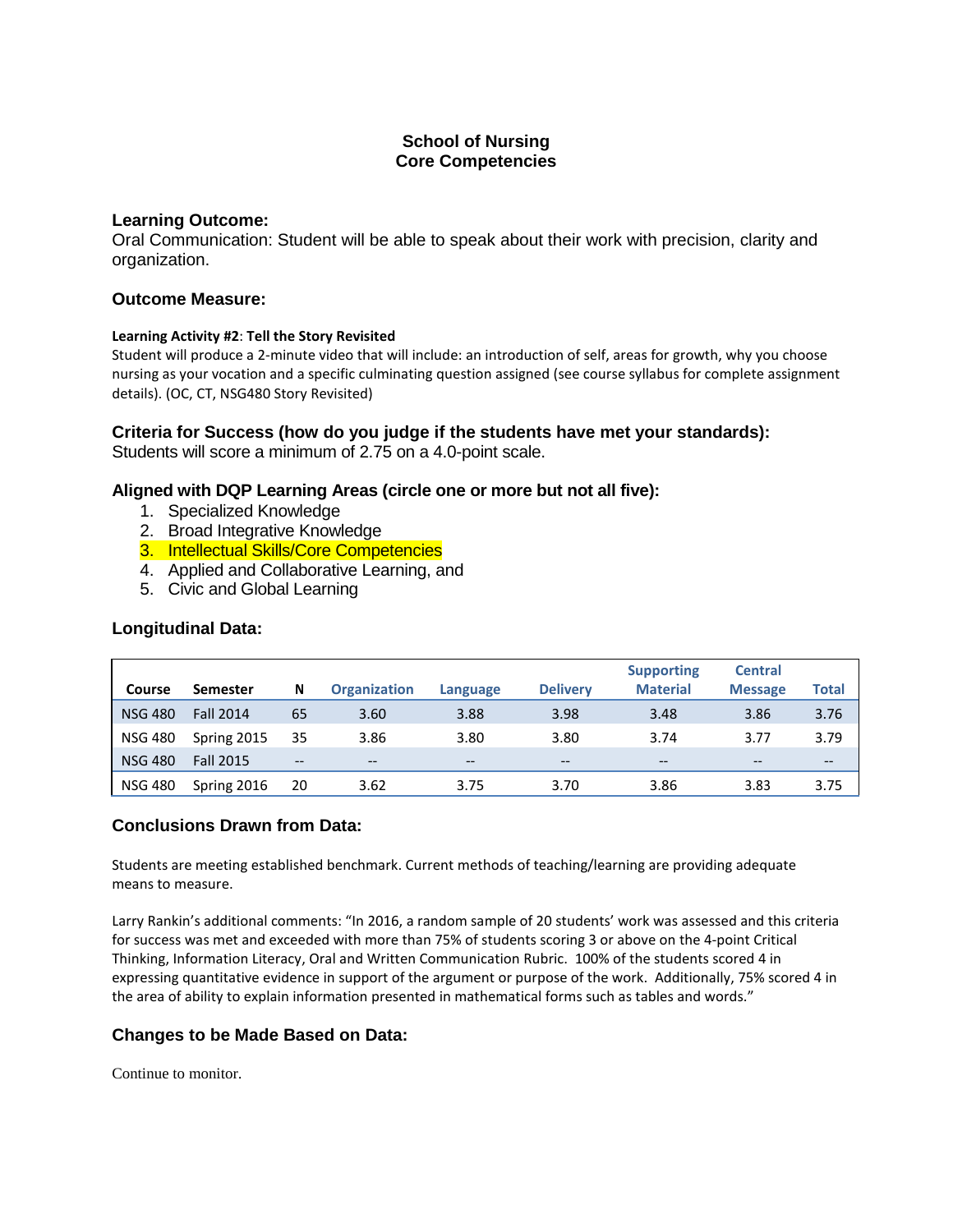# School of Nursing
# Core Competencies

### Learning Outcome:

Oral Communication: Student will be able to speak about their work with precision, clarity and organization.

### Outcome Measure:

**Learning Activity #2**: **Tell the Story Revisited**

Student will produce a 2-minute video that will include: an introduction of self, areas for growth, why you choose nursing as your vocation and a specific culminating question assigned (see course syllabus for complete assignment details). (OC, CT, NSG480 Story Revisited)

### Criteria for Success (how do you judge if the students have met your standards):

Students will score a minimum of 2.75 on a 4.0-point scale.

### Aligned with DQP Learning Areas (circle one or more but not all five):

1. Specialized Knowledge
2. Broad Integrative Knowledge
3. Intellectual Skills/Core Competencies
4. Applied and Collaborative Learning, and
5. Civic and Global Learning

### Longitudinal Data:

| Course | Semester | N | Organization | Language | Delivery | Supporting Material | Central Message | Total |
|---|---|---|---|---|---|---|---|---|
| NSG 480 | Fall 2014 | 65 | 3.60 | 3.88 | 3.98 | 3.48 | 3.86 | 3.76 |
| NSG 480 | Spring 2015 | 35 | 3.86 | 3.80 | 3.80 | 3.74 | 3.77 | 3.79 |
| NSG 480 | Fall 2015 | -- | -- | -- | -- | -- | -- | -- |
| NSG 480 | Spring 2016 | 20 | 3.62 | 3.75 | 3.70 | 3.86 | 3.83 | 3.75 |

### Conclusions Drawn from Data:

Students are meeting established benchmark. Current methods of teaching/learning are providing adequate means to measure.

Larry Rankin's additional comments: "In 2016, a random sample of 20 students' work was assessed and this criteria for success was met and exceeded with more than 75% of students scoring 3 or above on the 4-point Critical Thinking, Information Literacy, Oral and Written Communication Rubric. 100% of the students scored 4 in expressing quantitative evidence in support of the argument or purpose of the work. Additionally, 75% scored 4 in the area of ability to explain information presented in mathematical forms such as tables and words."

### Changes to be Made Based on Data:

Continue to monitor.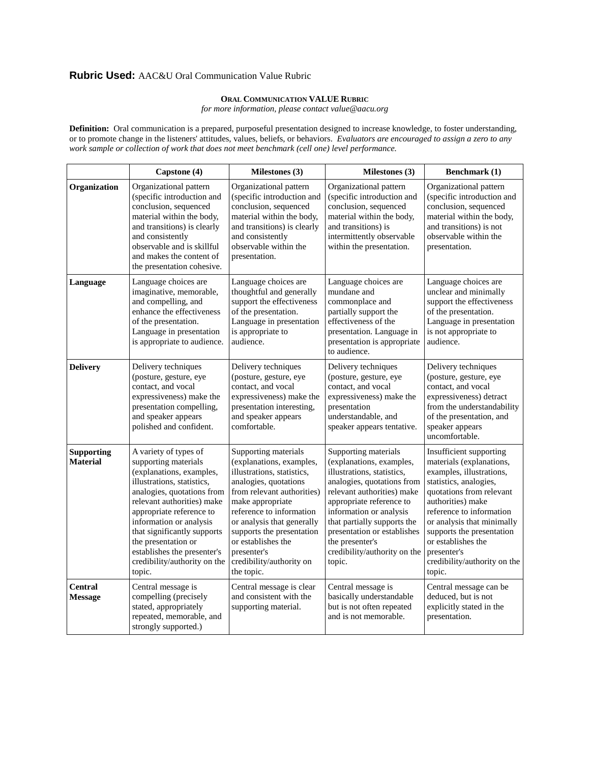**Rubric Used:** AAC&U Oral Communication Value Rubric

**ORAL COMMUNICATION VALUE RUBRIC**

*for more information, please contact value@aacu.org*

**Definition:** Oral communication is a prepared, purposeful presentation designed to increase knowledge, to foster understanding, or to promote change in the listeners' attitudes, values, beliefs, or behaviors. *Evaluators are encouraged to assign a zero to any work sample or collection of work that does not meet benchmark (cell one) level performance.*

| | Capstone (4) | Milestones (3) | Milestones (3) | Benchmark (1) |
|---|---|---|---|---|
| **Organization** | Organizational pattern (specific introduction and conclusion, sequenced material within the body, and transitions) is clearly and consistently observable and is skillful and makes the content of the presentation cohesive. | Organizational pattern (specific introduction and conclusion, sequenced material within the body, and transitions) is clearly and consistently observable within the presentation. | Organizational pattern (specific introduction and conclusion, sequenced material within the body, and transitions) is intermittently observable within the presentation. | Organizational pattern (specific introduction and conclusion, sequenced material within the body, and transitions) is not observable within the presentation. |
| **Language** | Language choices are imaginative, memorable, and compelling, and enhance the effectiveness of the presentation. Language in presentation is appropriate to audience. | Language choices are thoughtful and generally support the effectiveness of the presentation. Language in presentation is appropriate to audience. | Language choices are mundane and commonplace and partially support the effectiveness of the presentation. Language in presentation is appropriate to audience. | Language choices are unclear and minimally support the effectiveness of the presentation. Language in presentation is not appropriate to audience. |
| **Delivery** | Delivery techniques (posture, gesture, eye contact, and vocal expressiveness) make the presentation compelling, and speaker appears polished and confident. | Delivery techniques (posture, gesture, eye contact, and vocal expressiveness) make the presentation interesting, and speaker appears comfortable. | Delivery techniques (posture, gesture, eye contact, and vocal expressiveness) make the presentation understandable, and speaker appears tentative. | Delivery techniques (posture, gesture, eye contact, and vocal expressiveness) detract from the understandability of the presentation, and speaker appears uncomfortable. |
| **Supporting Material** | A variety of types of supporting materials (explanations, examples, illustrations, statistics, analogies, quotations from relevant authorities) make appropriate reference to information or analysis that significantly supports the presentation or establishes the presenter's credibility/authority on the topic. | Supporting materials (explanations, examples, illustrations, statistics, analogies, quotations from relevant authorities) make appropriate reference to information or analysis that generally supports the presentation or establishes the presenter's credibility/authority on the topic. | Supporting materials (explanations, examples, illustrations, statistics, analogies, quotations from relevant authorities) make appropriate reference to information or analysis that partially supports the presentation or establishes the presenter's credibility/authority on the topic. | Insufficient supporting materials (explanations, examples, illustrations, statistics, analogies, quotations from relevant authorities) make reference to information or analysis that minimally supports the presentation or establishes the presenter's credibility/authority on the topic. |
| **Central Message** | Central message is compelling (precisely stated, appropriately repeated, memorable, and strongly supported.) | Central message is clear and consistent with the supporting material. | Central message is basically understandable but is not often repeated and is not memorable. | Central message can be deduced, but is not explicitly stated in the presentation. |